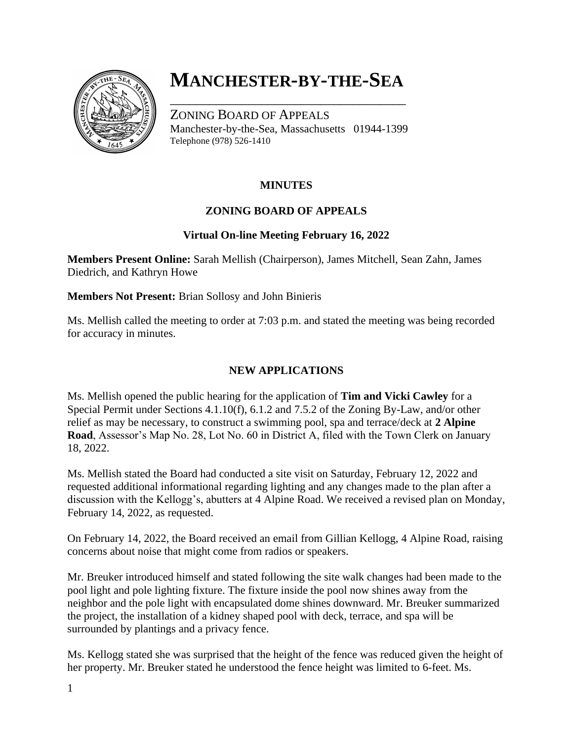# MANCHESTER-BY-THE-SEA

ZONING BOARD OF APPEALS
Manchester-by-the-Sea, Massachusetts 01944-1399
Telephone (978) 526-1410

**MINUTES**

**ZONING BOARD OF APPEALS**

**Virtual On-line Meeting February 16, 2022**

**Members Present Online:** Sarah Mellish (Chairperson), James Mitchell, Sean Zahn, James Diedrich, and Kathryn Howe

**Members Not Present:** Brian Sollosy and John Binieris

Ms. Mellish called the meeting to order at 7:03 p.m. and stated the meeting was being recorded for accuracy in minutes.

**NEW APPLICATIONS**

Ms. Mellish opened the public hearing for the application of **Tim and Vicki Cawley** for a Special Permit under Sections 4.1.10(f), 6.1.2 and 7.5.2 of the Zoning By-Law, and/or other relief as may be necessary, to construct a swimming pool, spa and terrace/deck at **2 Alpine Road**, Assessor's Map No. 28, Lot No. 60 in District A, filed with the Town Clerk on January 18, 2022.

Ms. Mellish stated the Board had conducted a site visit on Saturday, February 12, 2022 and requested additional informational regarding lighting and any changes made to the plan after a discussion with the Kellogg's, abutters at 4 Alpine Road. We received a revised plan on Monday, February 14, 2022, as requested.

On February 14, 2022, the Board received an email from Gillian Kellogg, 4 Alpine Road, raising concerns about noise that might come from radios or speakers.

Mr. Breuker introduced himself and stated following the site walk changes had been made to the pool light and pole lighting fixture. The fixture inside the pool now shines away from the neighbor and the pole light with encapsulated dome shines downward. Mr. Breuker summarized the project, the installation of a kidney shaped pool with deck, terrace, and spa will be surrounded by plantings and a privacy fence.

Ms. Kellogg stated she was surprised that the height of the fence was reduced given the height of her property. Mr. Breuker stated he understood the fence height was limited to 6-feet. Ms.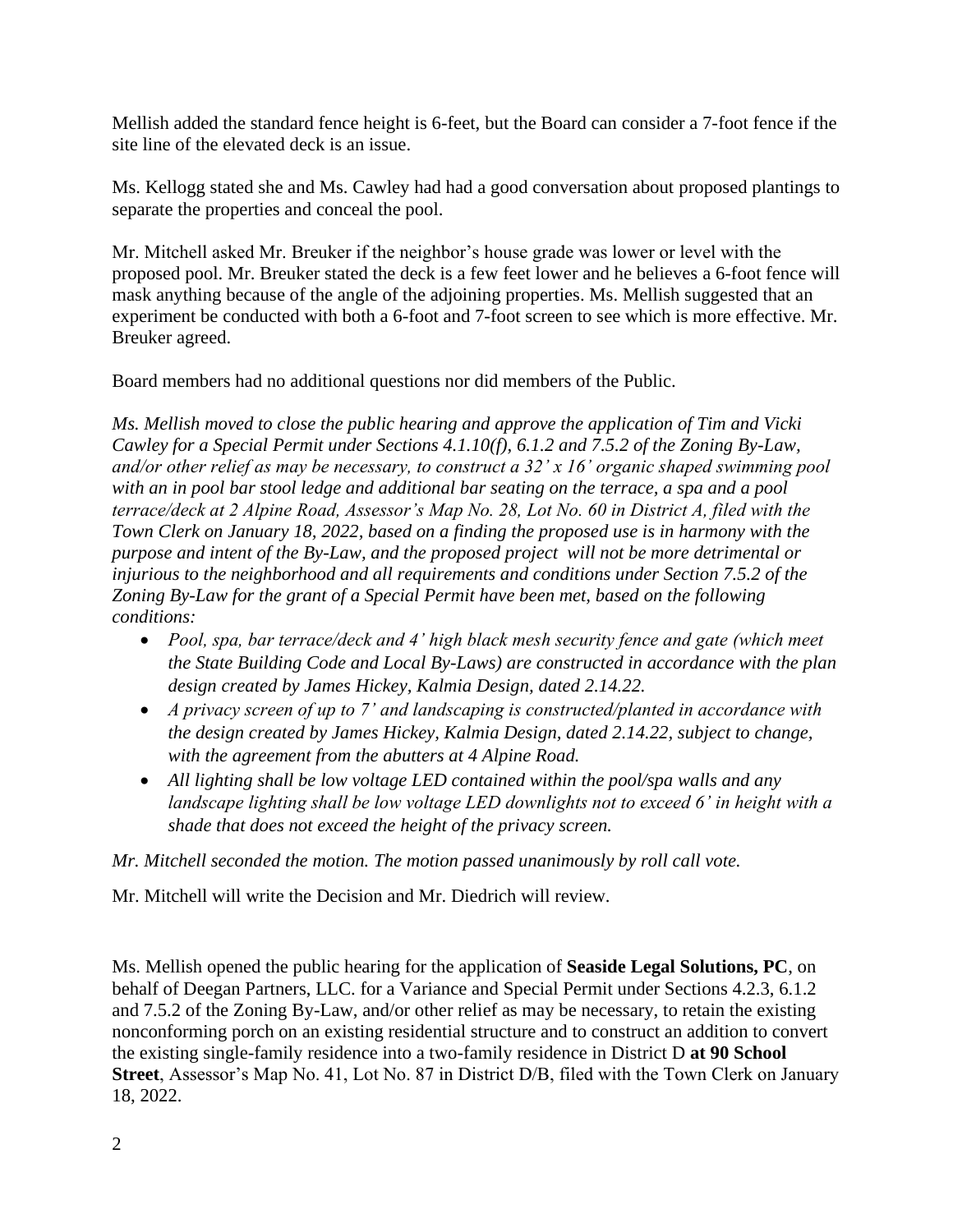Mellish added the standard fence height is 6-feet, but the Board can consider a 7-foot fence if the site line of the elevated deck is an issue.

Ms. Kellogg stated she and Ms. Cawley had had a good conversation about proposed plantings to separate the properties and conceal the pool.

Mr. Mitchell asked Mr. Breuker if the neighbor's house grade was lower or level with the proposed pool. Mr. Breuker stated the deck is a few feet lower and he believes a 6-foot fence will mask anything because of the angle of the adjoining properties. Ms. Mellish suggested that an experiment be conducted with both a 6-foot and 7-foot screen to see which is more effective. Mr. Breuker agreed.

Board members had no additional questions nor did members of the Public.

*Ms. Mellish moved to close the public hearing and approve the application of Tim and Vicki Cawley for a Special Permit under Sections 4.1.10(f), 6.1.2 and 7.5.2 of the Zoning By-Law, and/or other relief as may be necessary, to construct a 32' x 16' organic shaped swimming pool with an in pool bar stool ledge and additional bar seating on the terrace, a spa and a pool terrace/deck at 2 Alpine Road, Assessor's Map No. 28, Lot No. 60 in District A, filed with the Town Clerk on January 18, 2022, based on a finding the proposed use is in harmony with the purpose and intent of the By-Law, and the proposed project will not be more detrimental or injurious to the neighborhood and all requirements and conditions under Section 7.5.2 of the Zoning By-Law for the grant of a Special Permit have been met, based on the following conditions:*

- *Pool, spa, bar terrace/deck and 4' high black mesh security fence and gate (which meet the State Building Code and Local By-Laws) are constructed in accordance with the plan design created by James Hickey, Kalmia Design, dated 2.14.22.*
- *A privacy screen of up to 7' and landscaping is constructed/planted in accordance with the design created by James Hickey, Kalmia Design, dated 2.14.22, subject to change, with the agreement from the abutters at 4 Alpine Road.*
- *All lighting shall be low voltage LED contained within the pool/spa walls and any landscape lighting shall be low voltage LED downlights not to exceed 6' in height with a shade that does not exceed the height of the privacy screen.*

*Mr. Mitchell seconded the motion. The motion passed unanimously by roll call vote.*

Mr. Mitchell will write the Decision and Mr. Diedrich will review.

Ms. Mellish opened the public hearing for the application of **Seaside Legal Solutions, PC**, on behalf of Deegan Partners, LLC. for a Variance and Special Permit under Sections 4.2.3, 6.1.2 and 7.5.2 of the Zoning By-Law, and/or other relief as may be necessary, to retain the existing nonconforming porch on an existing residential structure and to construct an addition to convert the existing single-family residence into a two-family residence in District D **at 90 School Street**, Assessor's Map No. 41, Lot No. 87 in District D/B, filed with the Town Clerk on January 18, 2022.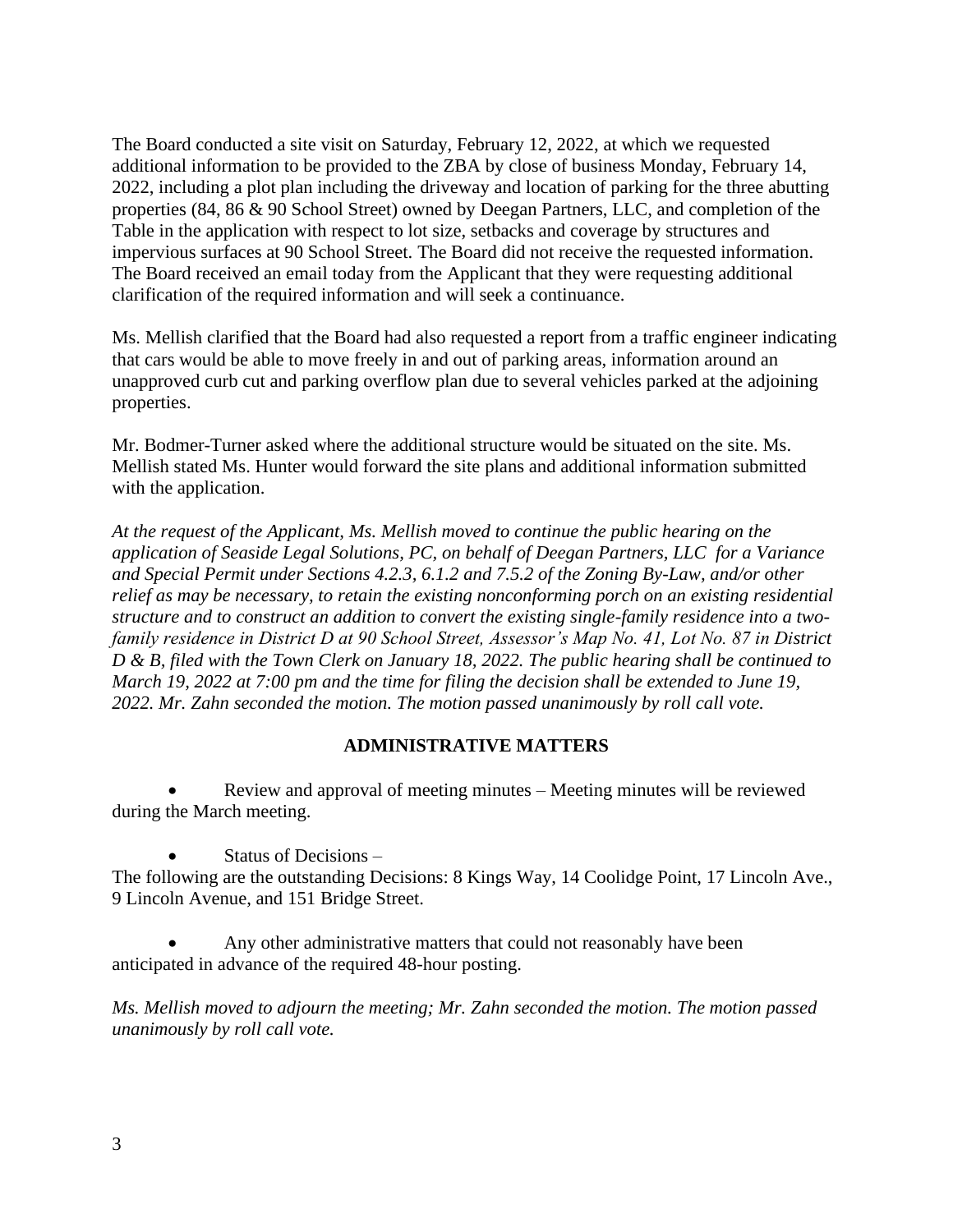The Board conducted a site visit on Saturday, February 12, 2022, at which we requested additional information to be provided to the ZBA by close of business Monday, February 14, 2022, including a plot plan including the driveway and location of parking for the three abutting properties (84, 86 & 90 School Street) owned by Deegan Partners, LLC, and completion of the Table in the application with respect to lot size, setbacks and coverage by structures and impervious surfaces at 90 School Street. The Board did not receive the requested information. The Board received an email today from the Applicant that they were requesting additional clarification of the required information and will seek a continuance.

Ms. Mellish clarified that the Board had also requested a report from a traffic engineer indicating that cars would be able to move freely in and out of parking areas, information around an unapproved curb cut and parking overflow plan due to several vehicles parked at the adjoining properties.

Mr. Bodmer-Turner asked where the additional structure would be situated on the site. Ms. Mellish stated Ms. Hunter would forward the site plans and additional information submitted with the application.

*At the request of the Applicant, Ms. Mellish moved to continue the public hearing on the application of Seaside Legal Solutions, PC, on behalf of Deegan Partners, LLC for a Variance and Special Permit under Sections 4.2.3, 6.1.2 and 7.5.2 of the Zoning By-Law, and/or other relief as may be necessary, to retain the existing nonconforming porch on an existing residential structure and to construct an addition to convert the existing single-family residence into a two-family residence in District D at 90 School Street, Assessor's Map No. 41, Lot No. 87 in District D & B, filed with the Town Clerk on January 18, 2022. The public hearing shall be continued to March 19, 2022 at 7:00 pm and the time for filing the decision shall be extended to June 19, 2022. Mr. Zahn seconded the motion. The motion passed unanimously by roll call vote.*

## ADMINISTRATIVE MATTERS

- Review and approval of meeting minutes – Meeting minutes will be reviewed during the March meeting.

- Status of Decisions –

The following are the outstanding Decisions: 8 Kings Way, 14 Coolidge Point, 17 Lincoln Ave., 9 Lincoln Avenue, and 151 Bridge Street.

- Any other administrative matters that could not reasonably have been anticipated in advance of the required 48-hour posting.

*Ms. Mellish moved to adjourn the meeting; Mr. Zahn seconded the motion. The motion passed unanimously by roll call vote.*